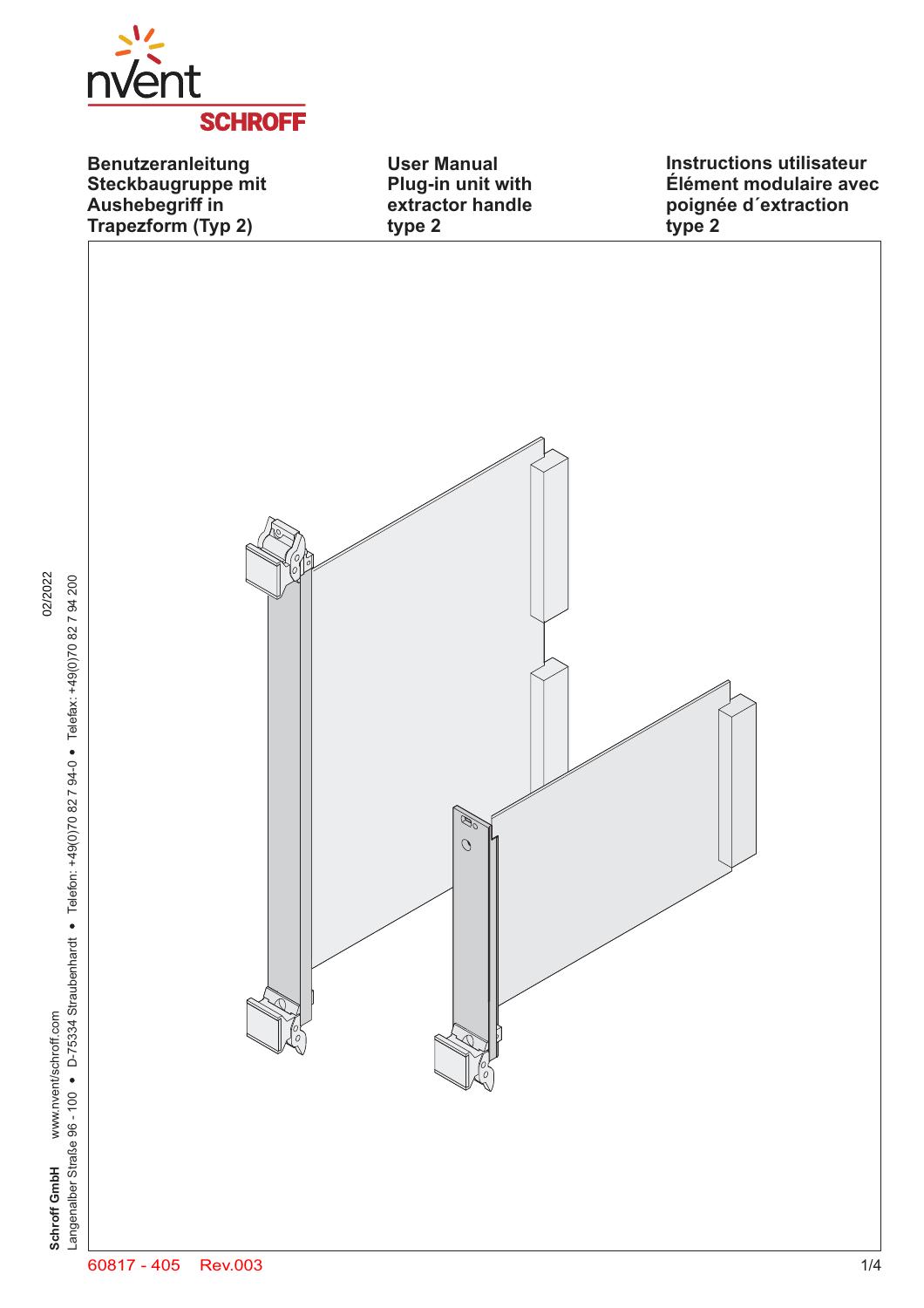nVent SCHROFF

**Benutzeranleitung Steckbaugruppe mit Aushebegriff in Trapezform (Typ 2)**

**User Manual Plug-in unit with extractor handle type 2**

**Instructions utilisateur Élément modulaire avec poignée d´extraction type 2**

**Schroff GmbH** www.nvent/schroff.com
Langenalber Straße 96 - 100 • D-75334 Straubenhardt • Telefon: +49(0)70 82 7 94-0 • Telefax: +49(0)70 82 7 94 200

02/2022

60817 - 405 Rev.003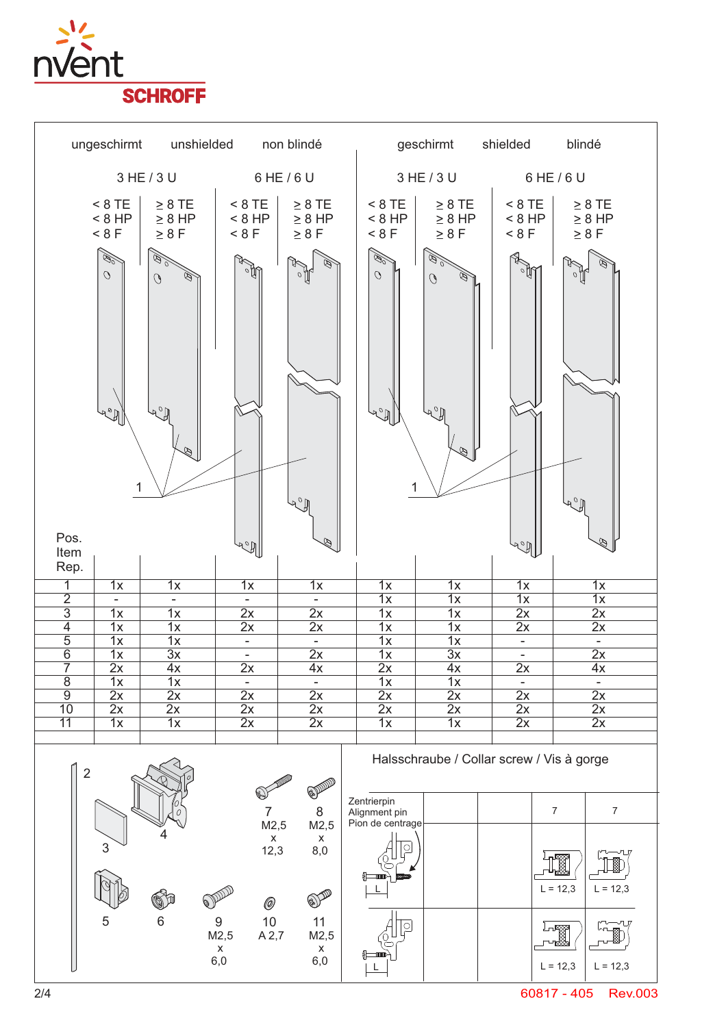| Pos. Item Rep. | ungeschirmt / unshielded / non blindé | | | | geschirmt / shielded / blindé | | | |
|---|---|---|---|---|---|---|---|---|
| | 3 HE / 3 U | | 6 HE / 6 U | | 3 HE / 3 U | | 6 HE / 6 U | |
| | < 8 TE < 8 HP < 8 F | ≥ 8 TE ≥ 8 HP ≥ 8 F | < 8 TE < 8 HP < 8 F | ≥ 8 TE ≥ 8 HP ≥ 8 F | < 8 TE < 8 HP < 8 F | ≥ 8 TE ≥ 8 HP ≥ 8 F | < 8 TE < 8 HP < 8 F | ≥ 8 TE ≥ 8 HP ≥ 8 F |
| 1 | 1x | 1x | 1x | 1x | 1x | 1x | 1x | 1x |
| 2 | - | - | - | - | 1x | 1x | 1x | 1x |
| 3 | 1x | 1x | 2x | 2x | 1x | 1x | 2x | 2x |
| 4 | 1x | 1x | 2x | 2x | 1x | 1x | 2x | 2x |
| 5 | 1x | 1x | - | - | 1x | 1x | - | - |
| 6 | 1x | 3x | - | 2x | 1x | 3x | - | 2x |
| 7 | 2x | 4x | 2x | 4x | 2x | 4x | 2x | 4x |
| 8 | 1x | 1x | - | - | 1x | 1x | - | - |
| 9 | 2x | 2x | 2x | 2x | 2x | 2x | 2x | 2x |
| 10 | 2x | 2x | 2x | 2x | 2x | 2x | 2x | 2x |
| 11 | 1x | 1x | 2x | 2x | 1x | 1x | 2x | 2x |

2

3

4

5

6

7 M2,5 x 12,3

8 M2,5 x 8,0

9 M2,5 x 6,0

10 A 2,7

11 M2,5 x 6,0

Halsschraube / Collar screw / Vis à gorge

| Zentrierpin Alignment pin Pion de centrage | | 7 | 7 |
|---|---|---|---|
| L | | L = 12,3 | L = 12,3 |
| L | | L = 12,3 | L = 12,3 |

60817 - 405 Rev.003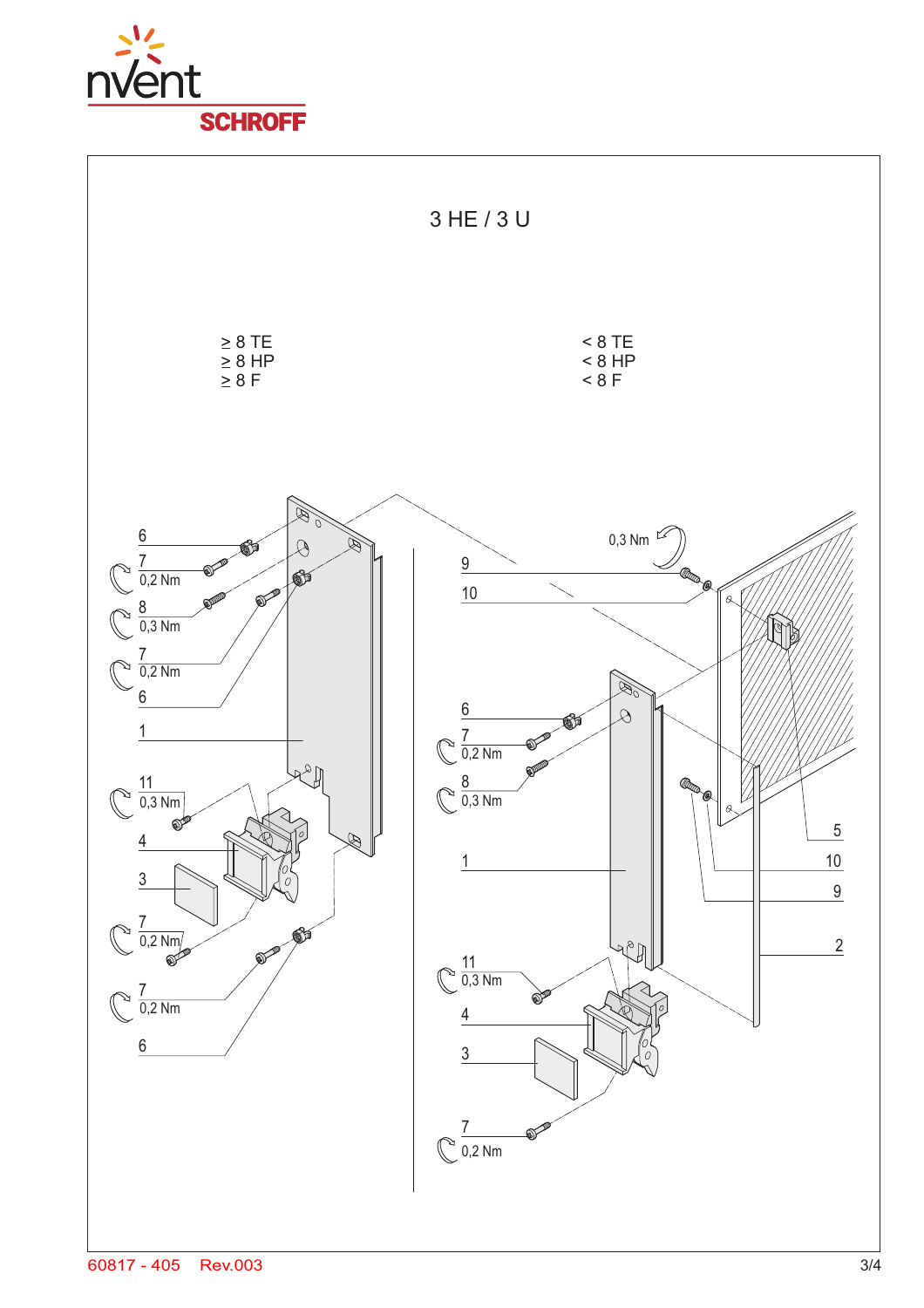# 3 HE / 3 U

≥ 8 TE
≥ 8 HP
≥ 8 F

6
7
0,2 Nm
8
0,3 Nm
7
0,2 Nm
6
1
11
0,3 Nm
4
3
7
0,2 Nm
7
0,2 Nm
6

< 8 TE
< 8 HP
< 8 F

0,3 Nm
9
10
6
7
0,2 Nm
8
0,3 Nm
1
11
0,3 Nm
4
3
7
0,2 Nm
5
10
9
2

60817 - 405 Rev.003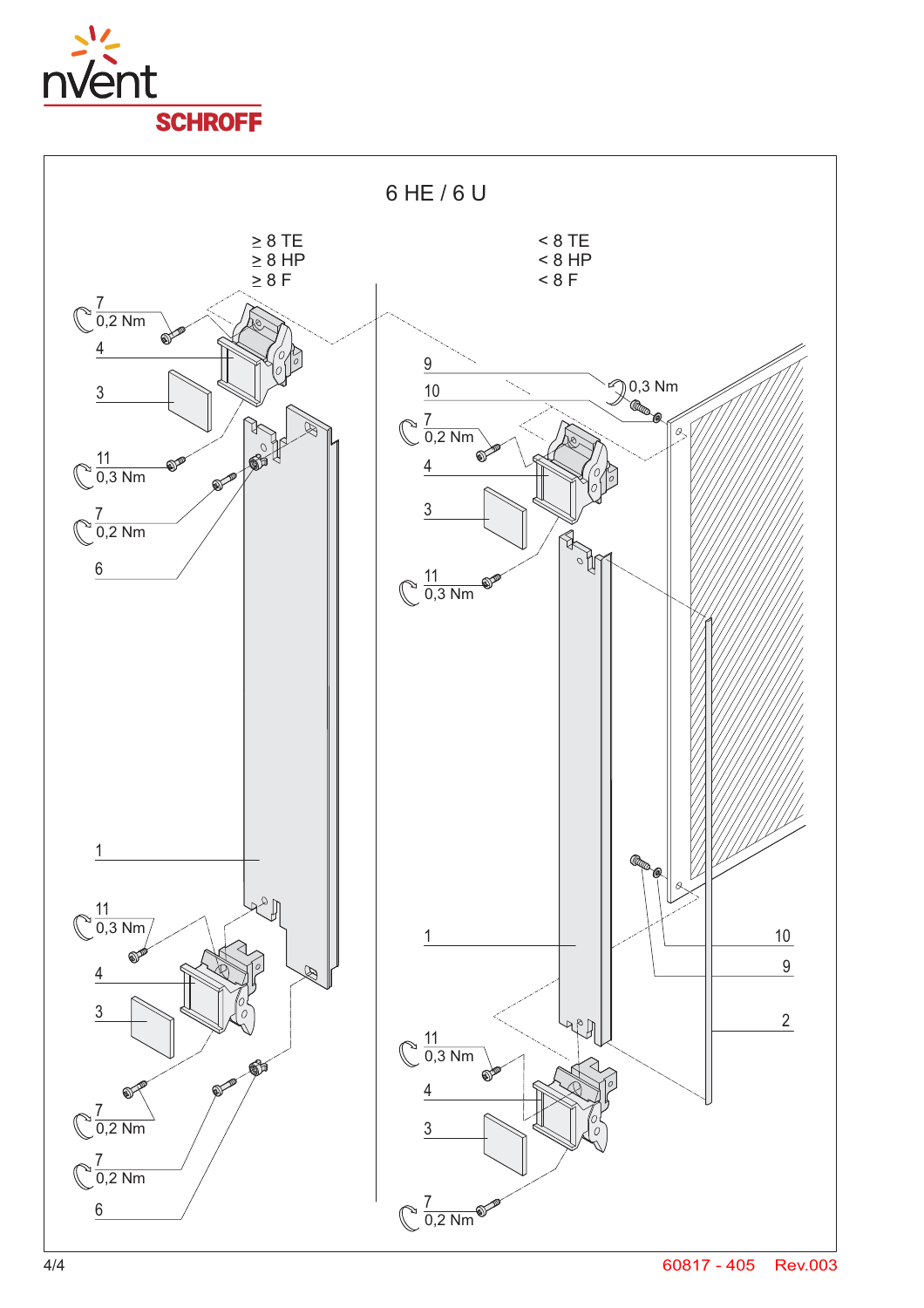# 6 HE / 6 U

≥ 8 TE
≥ 8 HP
≥ 8 F

7
0,2 Nm

4

3

11
0,3 Nm

7
0,2 Nm

6

1

11
0,3 Nm

4

3

7
0,2 Nm

7
0,2 Nm

6

< 8 TE
< 8 HP
< 8 F

9

10

0,3 Nm

7
0,2 Nm

4

3

11
0,3 Nm

1

10

9

2

11
0,3 Nm

4

3

7
0,2 Nm

60817 - 405 Rev.003